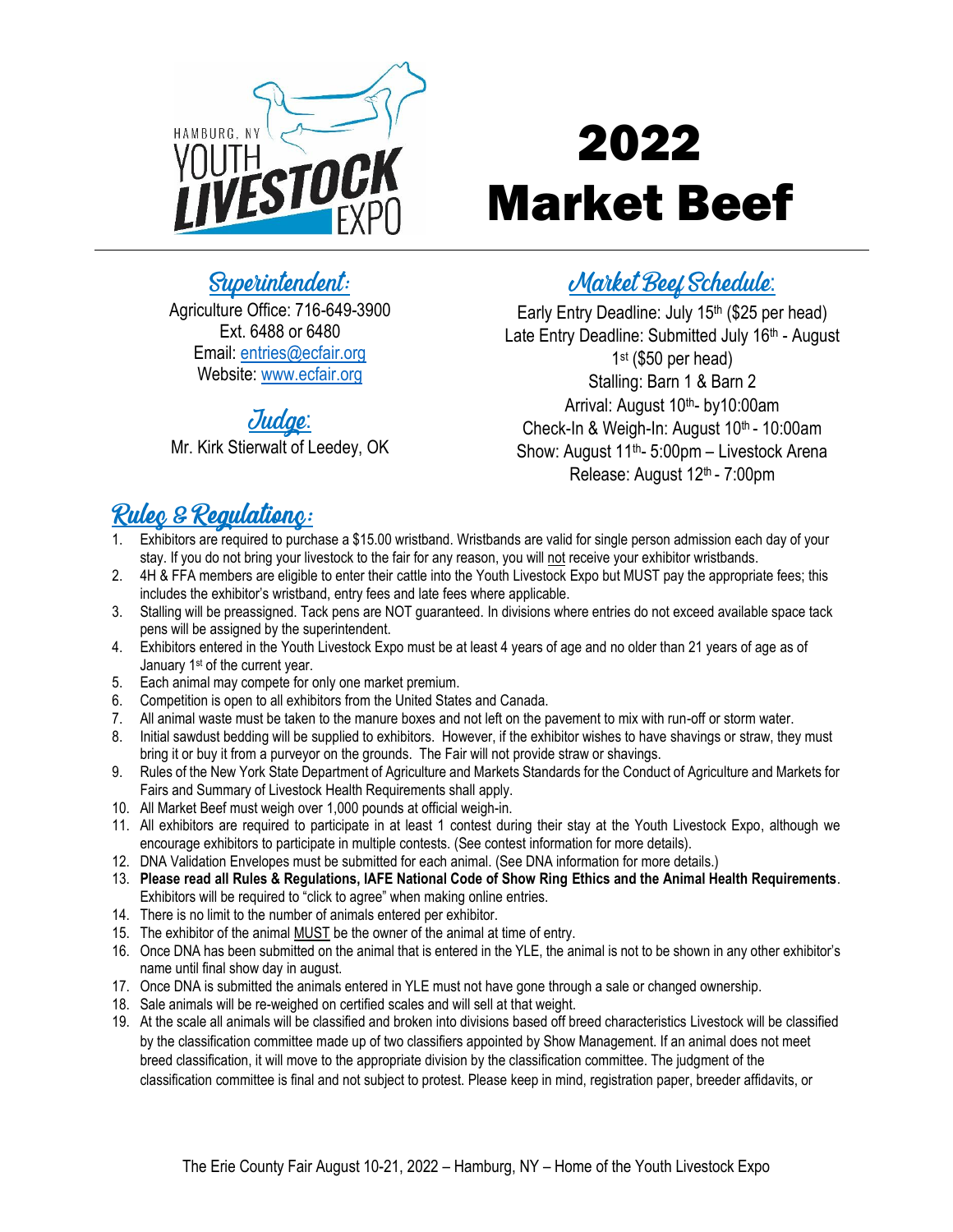# 2022 Market Beef

## Superintendent:

Agriculture Office: 716-649-3900
Ext. 6488 or 6480
Email: entries@ecfair.org
Website: www.ecfair.org

## Judge:

Mr. Kirk Stierwalt of Leedey, OK

## Market Beef Schedule:

Early Entry Deadline: July 15th ($25 per head)
Late Entry Deadline: Submitted July 16th - August 1st ($50 per head)
Stalling: Barn 1 & Barn 2
Arrival: August 10th- by10:00am
Check-In & Weigh-In: August 10th - 10:00am
Show: August 11th- 5:00pm – Livestock Arena
Release: August 12th - 7:00pm

## Rules & Regulations:

1. Exhibitors are required to purchase a $15.00 wristband. Wristbands are valid for single person admission each day of your stay. If you do not bring your livestock to the fair for any reason, you will not receive your exhibitor wristbands.
2. 4H & FFA members are eligible to enter their cattle into the Youth Livestock Expo but MUST pay the appropriate fees; this includes the exhibitor's wristband, entry fees and late fees where applicable.
3. Stalling will be preassigned. Tack pens are NOT guaranteed. In divisions where entries do not exceed available space tack pens will be assigned by the superintendent.
4. Exhibitors entered in the Youth Livestock Expo must be at least 4 years of age and no older than 21 years of age as of January 1st of the current year.
5. Each animal may compete for only one market premium.
6. Competition is open to all exhibitors from the United States and Canada.
7. All animal waste must be taken to the manure boxes and not left on the pavement to mix with run-off or storm water.
8. Initial sawdust bedding will be supplied to exhibitors. However, if the exhibitor wishes to have shavings or straw, they must bring it or buy it from a purveyor on the grounds. The Fair will not provide straw or shavings.
9. Rules of the New York State Department of Agriculture and Markets Standards for the Conduct of Agriculture and Markets for Fairs and Summary of Livestock Health Requirements shall apply.
10. All Market Beef must weigh over 1,000 pounds at official weigh-in.
11. All exhibitors are required to participate in at least 1 contest during their stay at the Youth Livestock Expo, although we encourage exhibitors to participate in multiple contests. (See contest information for more details).
12. DNA Validation Envelopes must be submitted for each animal. (See DNA information for more details.)
13. **Please read all Rules & Regulations, IAFE National Code of Show Ring Ethics and the Animal Health Requirements**. Exhibitors will be required to "click to agree" when making online entries.
14. There is no limit to the number of animals entered per exhibitor.
15. The exhibitor of the animal MUST be the owner of the animal at time of entry.
16. Once DNA has been submitted on the animal that is entered in the YLE, the animal is not to be shown in any other exhibitor's name until final show day in august.
17. Once DNA is submitted the animals entered in YLE must not have gone through a sale or changed ownership.
18. Sale animals will be re-weighed on certified scales and will sell at that weight.
19. At the scale all animals will be classified and broken into divisions based off breed characteristics Livestock will be classified by the classification committee made up of two classifiers appointed by Show Management. If an animal does not meet breed classification, it will move to the appropriate division by the classification committee. The judgment of the classification committee is final and not subject to protest. Please keep in mind, registration paper, breeder affidavits, or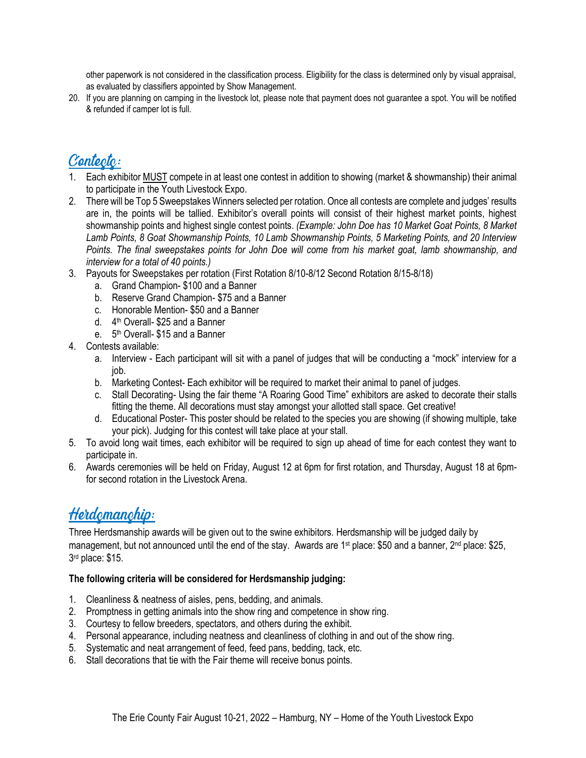other paperwork is not considered in the classification process. Eligibility for the class is determined only by visual appraisal, as evaluated by classifiers appointed by Show Management.

20. If you are planning on camping in the livestock lot, please note that payment does not guarantee a spot. You will be notified & refunded if camper lot is full.

## Contests:

1. Each exhibitor MUST compete in at least one contest in addition to showing (market & showmanship) their animal to participate in the Youth Livestock Expo.
2. There will be Top 5 Sweepstakes Winners selected per rotation. Once all contests are complete and judges' results are in, the points will be tallied. Exhibitor's overall points will consist of their highest market points, highest showmanship points and highest single contest points. *(Example: John Doe has 10 Market Goat Points, 8 Market Lamb Points, 8 Goat Showmanship Points, 10 Lamb Showmanship Points, 5 Marketing Points, and 20 Interview Points. The final sweepstakes points for John Doe will come from his market goat, lamb showmanship, and interview for a total of 40 points.)*
3. Payouts for Sweepstakes per rotation (First Rotation 8/10-8/12 Second Rotation 8/15-8/18)
   a. Grand Champion- $100 and a Banner
   b. Reserve Grand Champion- $75 and a Banner
   c. Honorable Mention- $50 and a Banner
   d. 4th Overall- $25 and a Banner
   e. 5th Overall- $15 and a Banner
4. Contests available:
   a. Interview - Each participant will sit with a panel of judges that will be conducting a "mock" interview for a job.
   b. Marketing Contest- Each exhibitor will be required to market their animal to panel of judges.
   c. Stall Decorating- Using the fair theme "A Roaring Good Time" exhibitors are asked to decorate their stalls fitting the theme. All decorations must stay amongst your allotted stall space. Get creative!
   d. Educational Poster- This poster should be related to the species you are showing (if showing multiple, take your pick). Judging for this contest will take place at your stall.
5. To avoid long wait times, each exhibitor will be required to sign up ahead of time for each contest they want to participate in.
6. Awards ceremonies will be held on Friday, August 12 at 6pm for first rotation, and Thursday, August 18 at 6pm- for second rotation in the Livestock Arena.

## Herdsmanship:

Three Herdsmanship awards will be given out to the swine exhibitors. Herdsmanship will be judged daily by management, but not announced until the end of the stay. Awards are 1st place: $50 and a banner, 2nd place: $25, 3rd place: $15.

**The following criteria will be considered for Herdsmanship judging:**

1. Cleanliness & neatness of aisles, pens, bedding, and animals.
2. Promptness in getting animals into the show ring and competence in show ring.
3. Courtesy to fellow breeders, spectators, and others during the exhibit.
4. Personal appearance, including neatness and cleanliness of clothing in and out of the show ring.
5. Systematic and neat arrangement of feed, feed pans, bedding, tack, etc.
6. Stall decorations that tie with the Fair theme will receive bonus points.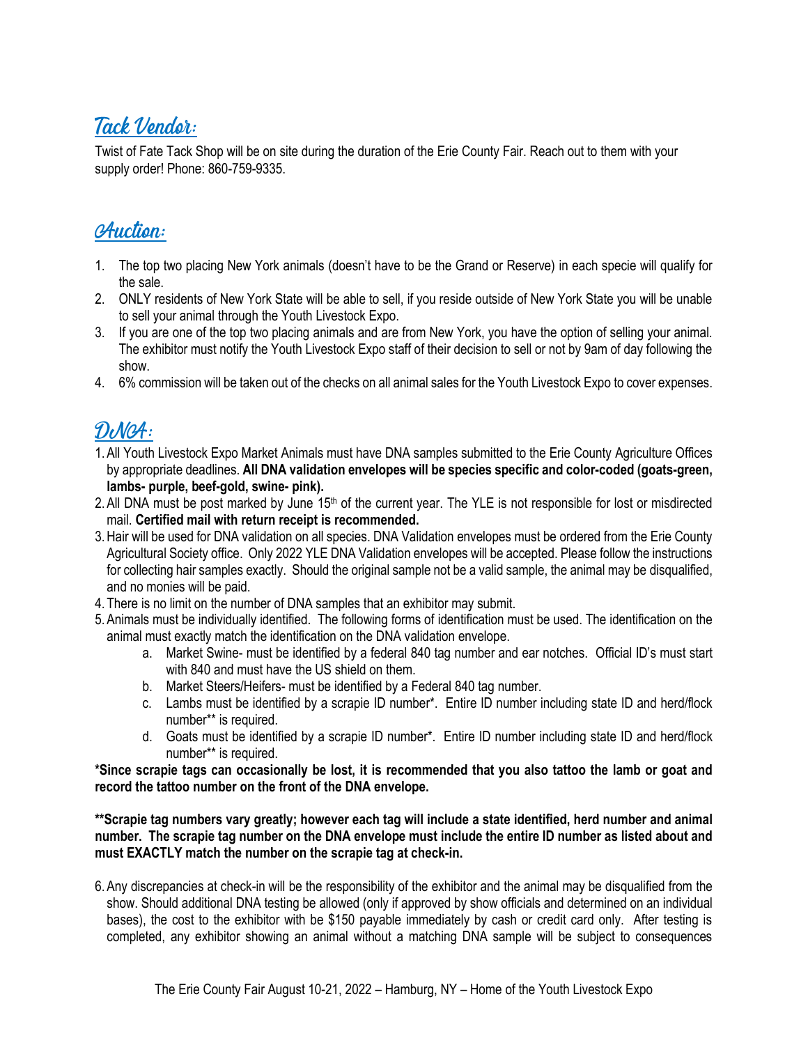## Tack Vendor:

Twist of Fate Tack Shop will be on site during the duration of the Erie County Fair. Reach out to them with your supply order! Phone: 860-759-9335.

## Auction:

1. The top two placing New York animals (doesn't have to be the Grand or Reserve) in each specie will qualify for the sale.
2. ONLY residents of New York State will be able to sell, if you reside outside of New York State you will be unable to sell your animal through the Youth Livestock Expo.
3. If you are one of the top two placing animals and are from New York, you have the option of selling your animal. The exhibitor must notify the Youth Livestock Expo staff of their decision to sell or not by 9am of day following the show.
4. 6% commission will be taken out of the checks on all animal sales for the Youth Livestock Expo to cover expenses.

## DNA:

1. All Youth Livestock Expo Market Animals must have DNA samples submitted to the Erie County Agriculture Offices by appropriate deadlines. **All DNA validation envelopes will be species specific and color-coded (goats-green, lambs- purple, beef-gold, swine- pink).**
2. All DNA must be post marked by June 15th of the current year. The YLE is not responsible for lost or misdirected mail. **Certified mail with return receipt is recommended.**
3. Hair will be used for DNA validation on all species. DNA Validation envelopes must be ordered from the Erie County Agricultural Society office. Only 2022 YLE DNA Validation envelopes will be accepted. Please follow the instructions for collecting hair samples exactly. Should the original sample not be a valid sample, the animal may be disqualified, and no monies will be paid.
4. There is no limit on the number of DNA samples that an exhibitor may submit.
5. Animals must be individually identified. The following forms of identification must be used. The identification on the animal must exactly match the identification on the DNA validation envelope.
   a. Market Swine- must be identified by a federal 840 tag number and ear notches. Official ID's must start with 840 and must have the US shield on them.
   b. Market Steers/Heifers- must be identified by a Federal 840 tag number.
   c. Lambs must be identified by a scrapie ID number*. Entire ID number including state ID and herd/flock number** is required.
   d. Goats must be identified by a scrapie ID number*. Entire ID number including state ID and herd/flock number** is required.

**\*Since scrapie tags can occasionally be lost, it is recommended that you also tattoo the lamb or goat and record the tattoo number on the front of the DNA envelope.**

**\*\*Scrapie tag numbers vary greatly; however each tag will include a state identified, herd number and animal number. The scrapie tag number on the DNA envelope must include the entire ID number as listed about and must EXACTLY match the number on the scrapie tag at check-in.**

6. Any discrepancies at check-in will be the responsibility of the exhibitor and the animal may be disqualified from the show. Should additional DNA testing be allowed (only if approved by show officials and determined on an individual bases), the cost to the exhibitor with be $150 payable immediately by cash or credit card only. After testing is completed, any exhibitor showing an animal without a matching DNA sample will be subject to consequences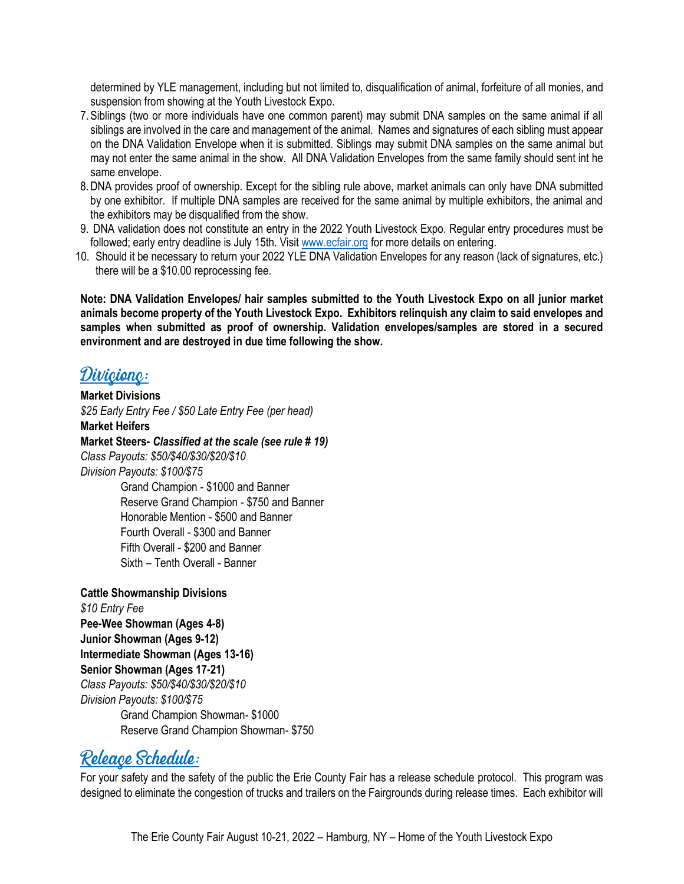determined by YLE management, including but not limited to, disqualification of animal, forfeiture of all monies, and suspension from showing at the Youth Livestock Expo.

7. Siblings (two or more individuals have one common parent) may submit DNA samples on the same animal if all siblings are involved in the care and management of the animal. Names and signatures of each sibling must appear on the DNA Validation Envelope when it is submitted. Siblings may submit DNA samples on the same animal but may not enter the same animal in the show. All DNA Validation Envelopes from the same family should sent int he same envelope.
8. DNA provides proof of ownership. Except for the sibling rule above, market animals can only have DNA submitted by one exhibitor. If multiple DNA samples are received for the same animal by multiple exhibitors, the animal and the exhibitors may be disqualified from the show.
9. DNA validation does not constitute an entry in the 2022 Youth Livestock Expo. Regular entry procedures must be followed; early entry deadline is July 15th. Visit www.ecfair.org for more details on entering.
10. Should it be necessary to return your 2022 YLE DNA Validation Envelopes for any reason (lack of signatures, etc.) there will be a $10.00 reprocessing fee.

**Note: DNA Validation Envelopes/ hair samples submitted to the Youth Livestock Expo on all junior market animals become property of the Youth Livestock Expo. Exhibitors relinquish any claim to said envelopes and samples when submitted as proof of ownership. Validation envelopes/samples are stored in a secured environment and are destroyed in due time following the show.**

## Divisions:

**Market Divisions**
*$25 Early Entry Fee / $50 Late Entry Fee (per head)*
**Market Heifers**
**Market Steers-** ***Classified at the scale (see rule # 19)***
*Class Payouts: $50/$40/$30/$20/$10*
*Division Payouts: $100/$75*

- Grand Champion - $1000 and Banner
- Reserve Grand Champion - $750 and Banner
- Honorable Mention - $500 and Banner
- Fourth Overall - $300 and Banner
- Fifth Overall - $200 and Banner
- Sixth – Tenth Overall - Banner

**Cattle Showmanship Divisions**
*$10 Entry Fee*
**Pee-Wee Showman (Ages 4-8)**
**Junior Showman (Ages 9-12)**
**Intermediate Showman (Ages 13-16)**
**Senior Showman (Ages 17-21)**
*Class Payouts: $50/$40/$30/$20/$10*
*Division Payouts: $100/$75*

- Grand Champion Showman- $1000
- Reserve Grand Champion Showman- $750

## Release Schedule:

For your safety and the safety of the public the Erie County Fair has a release schedule protocol. This program was designed to eliminate the congestion of trucks and trailers on the Fairgrounds during release times. Each exhibitor will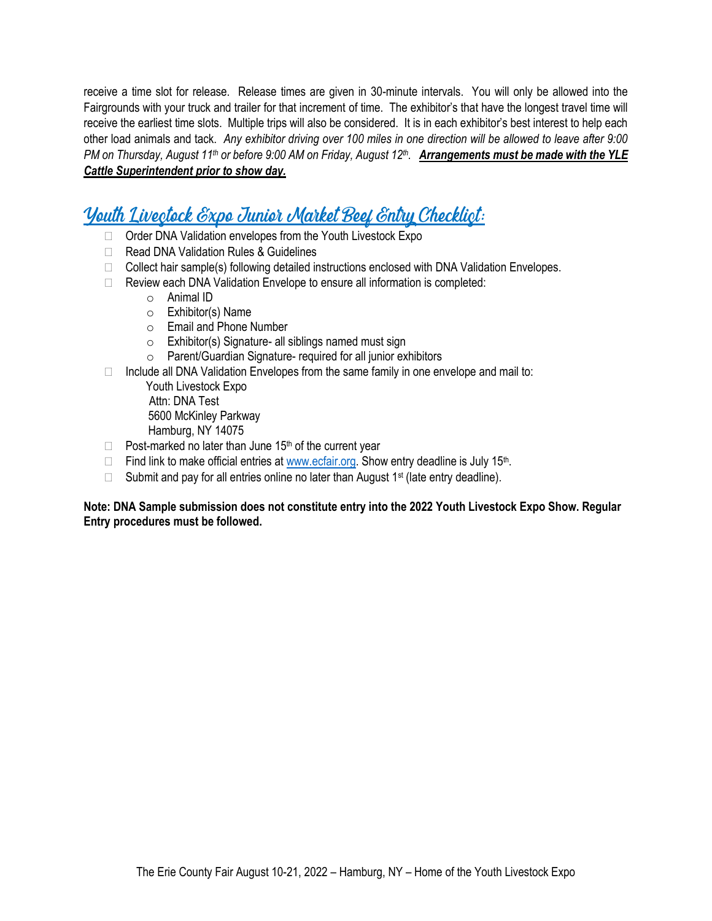receive a time slot for release. Release times are given in 30-minute intervals. You will only be allowed into the Fairgrounds with your truck and trailer for that increment of time. The exhibitor's that have the longest travel time will receive the earliest time slots. Multiple trips will also be considered. It is in each exhibitor's best interest to help each other load animals and tack. *Any exhibitor driving over 100 miles in one direction will be allowed to leave after 9:00 PM on Thursday, August 11th or before 9:00 AM on Friday, August 12th.* ***Arrangements must be made with the YLE Cattle Superintendent prior to show day.***

## Youth Livestock Expo Junior Market Beef Entry Checklist:

- ☐ Order DNA Validation envelopes from the Youth Livestock Expo
- ☐ Read DNA Validation Rules & Guidelines
- ☐ Collect hair sample(s) following detailed instructions enclosed with DNA Validation Envelopes.
- ☐ Review each DNA Validation Envelope to ensure all information is completed:
  - Animal ID
  - Exhibitor(s) Name
  - Email and Phone Number
  - Exhibitor(s) Signature- all siblings named must sign
  - Parent/Guardian Signature- required for all junior exhibitors
- ☐ Include all DNA Validation Envelopes from the same family in one envelope and mail to:
  
  Youth Livestock Expo  
  Attn: DNA Test  
  5600 McKinley Parkway  
  Hamburg, NY 14075
- ☐ Post-marked no later than June 15th of the current year
- ☐ Find link to make official entries at www.ecfair.org. Show entry deadline is July 15th.
- ☐ Submit and pay for all entries online no later than August 1st (late entry deadline).

**Note: DNA Sample submission does not constitute entry into the 2022 Youth Livestock Expo Show. Regular Entry procedures must be followed.**